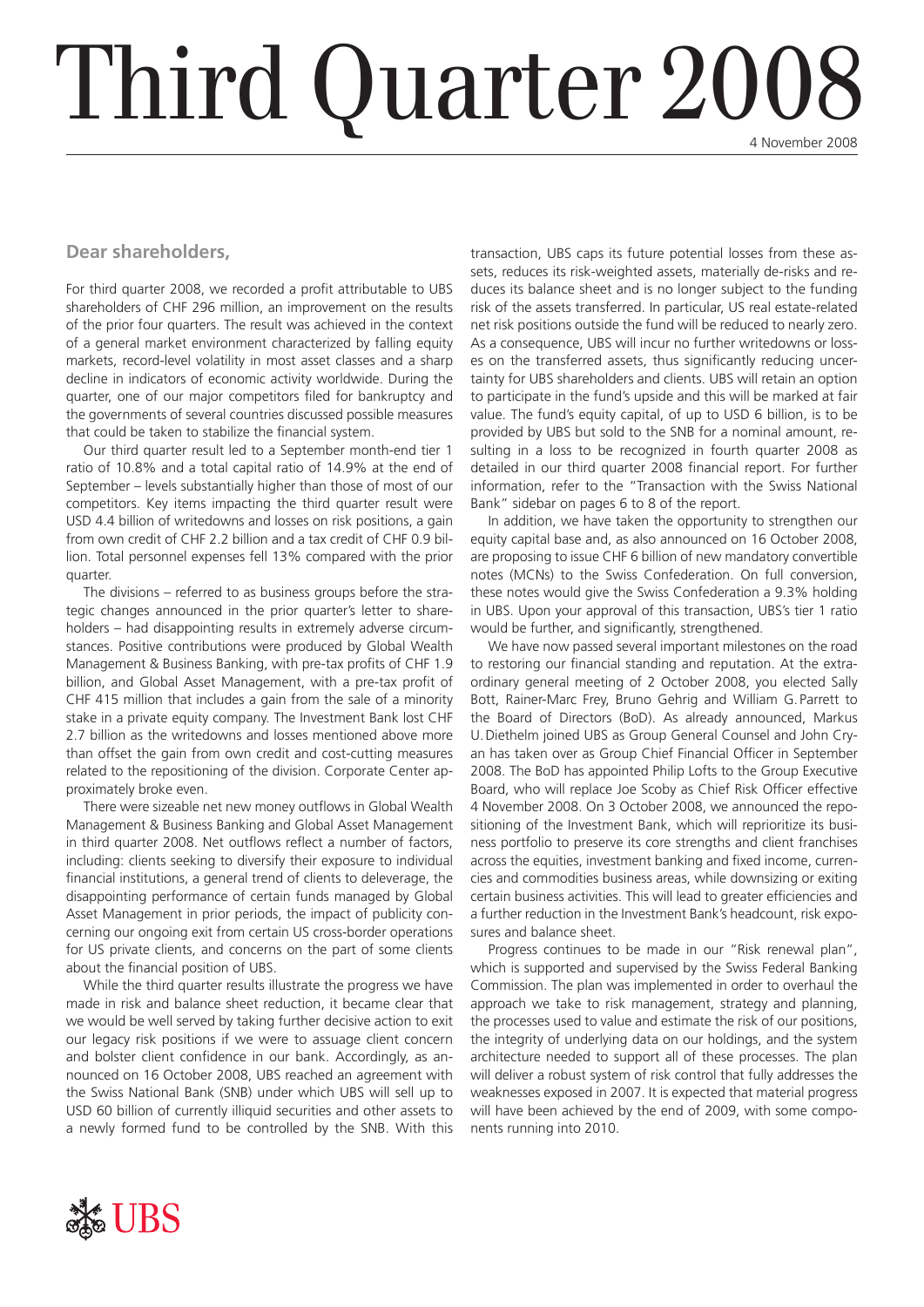# Third Quarter 2008

4 November 2008

## Dear shareholders,

For third quarter 2008, we recorded a profit attributable to UBS shareholders of CHF 296 million, an improvement on the results of the prior four quarters. The result was achieved in the context of a general market environment characterized by falling equity markets, record-level volatility in most asset classes and a sharp decline in indicators of economic activity worldwide. During the quarter, one of our major competitors filed for bankruptcy and the governments of several countries discussed possible measures that could be taken to stabilize the financial system.

Our third quarter result led to a September month-end tier 1 ratio of 10.8% and a total capital ratio of 14.9% at the end of September – levels substantially higher than those of most of our competitors. Key items impacting the third quarter result were USD 4.4 billion of writedowns and losses on risk positions, a gain from own credit of CHF 2.2 billion and a tax credit of CHF 0.9 billion. Total personnel expenses fell 13% compared with the prior quarter.

The divisions – referred to as business groups before the strategic changes announced in the prior quarter's letter to shareholders – had disappointing results in extremely adverse circumstances. Positive contributions were produced by Global Wealth Management & Business Banking, with pre-tax profits of CHF 1.9 billion, and Global Asset Management, with a pre-tax profit of CHF 415 million that includes a gain from the sale of a minority stake in a private equity company. The Investment Bank lost CHF 2.7 billion as the writedowns and losses mentioned above more than offset the gain from own credit and cost-cutting measures related to the repositioning of the division. Corporate Center approximately broke even.

There were sizeable net new money outflows in Global Wealth Management & Business Banking and Global Asset Management in third quarter 2008. Net outflows reflect a number of factors, including: clients seeking to diversify their exposure to individual financial institutions, a general trend of clients to deleverage, the disappointing performance of certain funds managed by Global Asset Management in prior periods, the impact of publicity concerning our ongoing exit from certain US cross-border operations for US private clients, and concerns on the part of some clients about the financial position of UBS.

While the third quarter results illustrate the progress we have made in risk and balance sheet reduction, it became clear that we would be well served by taking further decisive action to exit our legacy risk positions if we were to assuage client concern and bolster client confidence in our bank. Accordingly, as announced on 16 October 2008, UBS reached an agreement with the Swiss National Bank (SNB) under which UBS will sell up to USD 60 billion of currently illiquid securities and other assets to a newly formed fund to be controlled by the SNB. With this transaction, UBS caps its future potential losses from these assets, reduces its risk-weighted assets, materially de-risks and reduces its balance sheet and is no longer subject to the funding risk of the assets transferred. In particular, US real estate-related net risk positions outside the fund will be reduced to nearly zero. As a consequence, UBS will incur no further writedowns or losses on the transferred assets, thus significantly reducing uncertainty for UBS shareholders and clients. UBS will retain an option to participate in the fund's upside and this will be marked at fair value. The fund's equity capital, of up to USD 6 billion, is to be provided by UBS but sold to the SNB for a nominal amount, resulting in a loss to be recognized in fourth quarter 2008 as detailed in our third quarter 2008 financial report. For further information, refer to the "Transaction with the Swiss National Bank" sidebar on pages 6 to 8 of the report.

In addition, we have taken the opportunity to strengthen our equity capital base and, as also announced on 16 October 2008, are proposing to issue CHF 6 billion of new mandatory convertible notes (MCNs) to the Swiss Confederation. On full conversion, these notes would give the Swiss Confederation a 9.3% holding in UBS. Upon your approval of this transaction, UBS's tier 1 ratio would be further, and significantly, strengthened.

We have now passed several important milestones on the road to restoring our financial standing and reputation. At the extraordinary general meeting of 2 October 2008, you elected Sally Bott, Rainer-Marc Frey, Bruno Gehrig and William G. Parrett to the Board of Directors (BoD). As already announced, Markus U. Diethelm joined UBS as Group General Counsel and John Cryan has taken over as Group Chief Financial Officer in September 2008. The BoD has appointed Philip Lofts to the Group Executive Board, who will replace Joe Scoby as Chief Risk Officer effective 4 November 2008. On 3 October 2008, we announced the repositioning of the Investment Bank, which will reprioritize its business portfolio to preserve its core strengths and client franchises across the equities, investment banking and fixed income, currencies and commodities business areas, while downsizing or exiting certain business activities. This will lead to greater efficiencies and a further reduction in the Investment Bank's headcount, risk exposures and balance sheet.

Progress continues to be made in our "Risk renewal plan", which is supported and supervised by the Swiss Federal Banking Commission. The plan was implemented in order to overhaul the approach we take to risk management, strategy and planning, the processes used to value and estimate the risk of our positions, the integrity of underlying data on our holdings, and the system architecture needed to support all of these processes. The plan will deliver a robust system of risk control that fully addresses the weaknesses exposed in 2007. It is expected that material progress will have been achieved by the end of 2009, with some components running into 2010.

UBS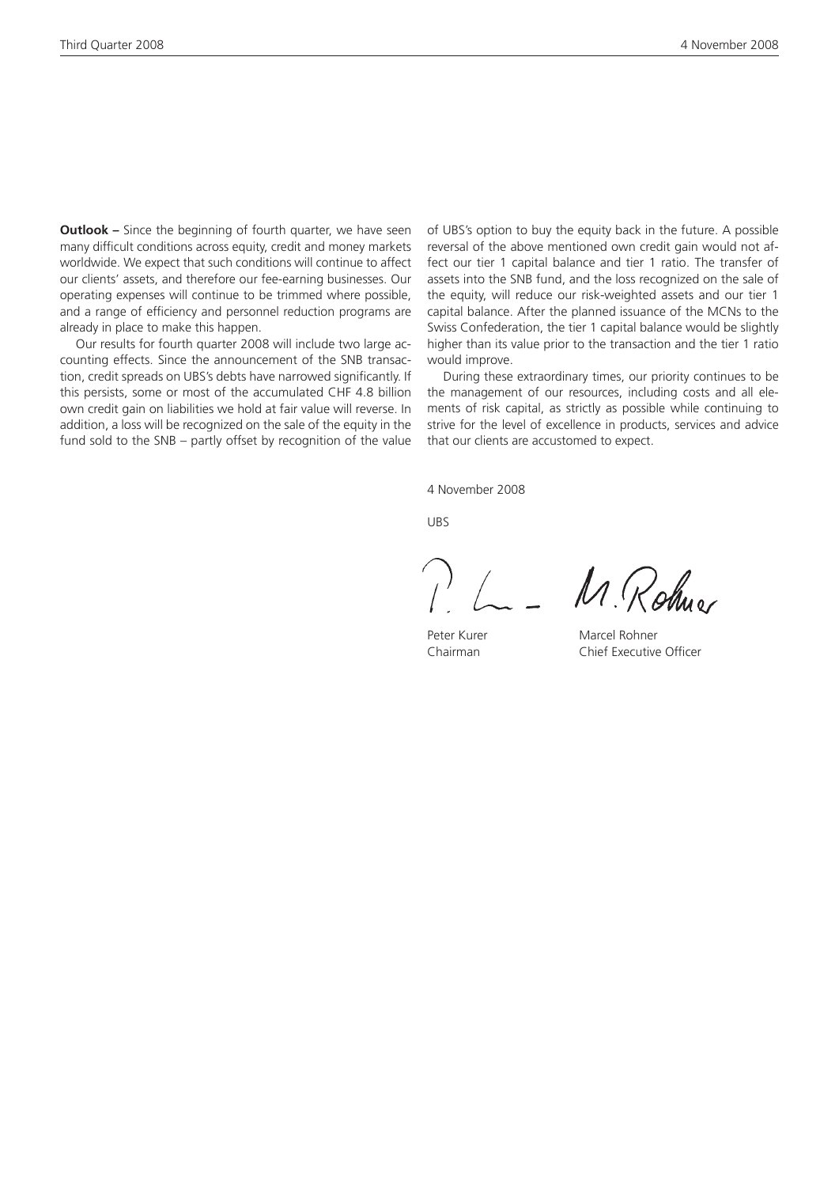**Outlook –** Since the beginning of fourth quarter, we have seen many difficult conditions across equity, credit and money markets worldwide. We expect that such conditions will continue to affect our clients' assets, and therefore our fee-earning businesses. Our operating expenses will continue to be trimmed where possible, and a range of efficiency and personnel reduction programs are already in place to make this happen.

Our results for fourth quarter 2008 will include two large accounting effects. Since the announcement of the SNB transaction, credit spreads on UBS's debts have narrowed significantly. If this persists, some or most of the accumulated CHF 4.8 billion own credit gain on liabilities we hold at fair value will reverse. In addition, a loss will be recognized on the sale of the equity in the fund sold to the SNB – partly offset by recognition of the value of UBS's option to buy the equity back in the future. A possible reversal of the above mentioned own credit gain would not affect our tier 1 capital balance and tier 1 ratio. The transfer of assets into the SNB fund, and the loss recognized on the sale of the equity, will reduce our risk-weighted assets and our tier 1 capital balance. After the planned issuance of the MCNs to the Swiss Confederation, the tier 1 capital balance would be slightly higher than its value prior to the transaction and the tier 1 ratio would improve.

During these extraordinary times, our priority continues to be the management of our resources, including costs and all elements of risk capital, as strictly as possible while continuing to strive for the level of excellence in products, services and advice that our clients are accustomed to expect.

4 November 2008

UBS

| | |
|---|---|
| Peter Kurer | Marcel Rohner |
| Chairman | Chief Executive Officer |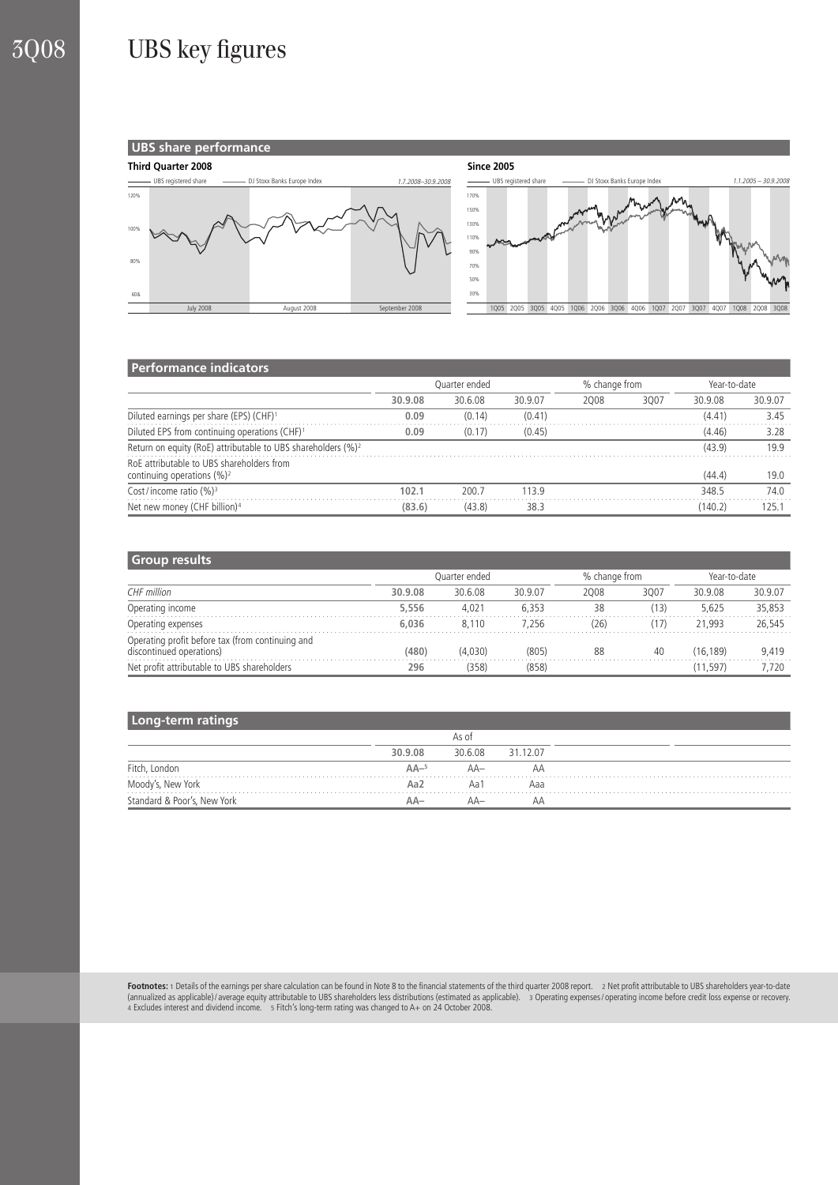# UBS key figures

## UBS share performance

**Third Quarter 2008**

UBS registered share
DJ Stoxx Banks Europe Index
1.7.2008–30.9.2008
120%
100%
80%
60&
July 2008
August 2008
September 2008

**Since 2005**

UBS registered share
DJ Stoxx Banks Europe Index
1.1.2005 – 30.9.2008
170%
150%
130%
110%
90%
70%
50%
30%
1Q05 2Q05 3Q05 4Q05 1Q06 2Q06 3Q06 4Q06 1Q07 2Q07 3Q07 4Q07 1Q08 2Q08 3Q08

## Performance indicators

| | Quarter ended | | | % change from | | Year-to-date | |
|---|---|---|---|---|---|---|---|
| | **30.9.08** | 30.6.08 | 30.9.07 | 2Q08 | 3Q07 | 30.9.08 | 30.9.07 |
| Diluted earnings per share (EPS) (CHF)[1] | **0.09** | (0.14) | (0.41) | | | (4.41) | 3.45 |
| Diluted EPS from continuing operations (CHF)[1] | **0.09** | (0.17) | (0.45) | | | (4.46) | 3.28 |
| Return on equity (RoE) attributable to UBS shareholders (%)[2] | | | | | | (43.9) | 19.9 |
| RoE attributable to UBS shareholders from continuing operations (%)[2] | | | | | | (44.4) | 19.0 |
| Cost / income ratio (%)[3] | **102.1** | 200.7 | 113.9 | | | 348.5 | 74.0 |
| Net new money (CHF billion)[4] | **(83.6)** | (43.8) | 38.3 | | | (140.2) | 125.1 |

## Group results

| | Quarter ended | | | % change from | | Year-to-date | |
|---|---|---|---|---|---|---|---|
| *CHF million* | **30.9.08** | 30.6.08 | 30.9.07 | 2Q08 | 3Q07 | 30.9.08 | 30.9.07 |
| Operating income | **5,556** | 4,021 | 6,353 | 38 | (13) | 5,625 | 35,853 |
| Operating expenses | **6,036** | 8,110 | 7,256 | (26) | (17) | 21,993 | 26,545 |
| Operating profit before tax (from continuing and discontinued operations) | **(480)** | (4,030) | (805) | 88 | 40 | (16,189) | 9,419 |
| Net profit attributable to UBS shareholders | **296** | (358) | (858) | | | (11,597) | 7,720 |

## Long-term ratings

| | As of | | |
|---|---|---|---|
| | **30.9.08** | 30.6.08 | 31.12.07 |
| Fitch, London | **AA–**[5] | AA– | AA |
| Moody's, New York | **Aa2** | Aa1 | Aaa |
| Standard & Poor's, New York | **AA–** | AA– | AA |

**Footnotes:** 1 Details of the earnings per share calculation can be found in Note 8 to the financial statements of the third quarter 2008 report. 2 Net profit attributable to UBS shareholders year-to-date (annualized as applicable) / average equity attributable to UBS shareholders less distributions (estimated as applicable). 3 Operating expenses / operating income before credit loss expense or recovery. 4 Excludes interest and dividend income. 5 Fitch's long-term rating was changed to A+ on 24 October 2008.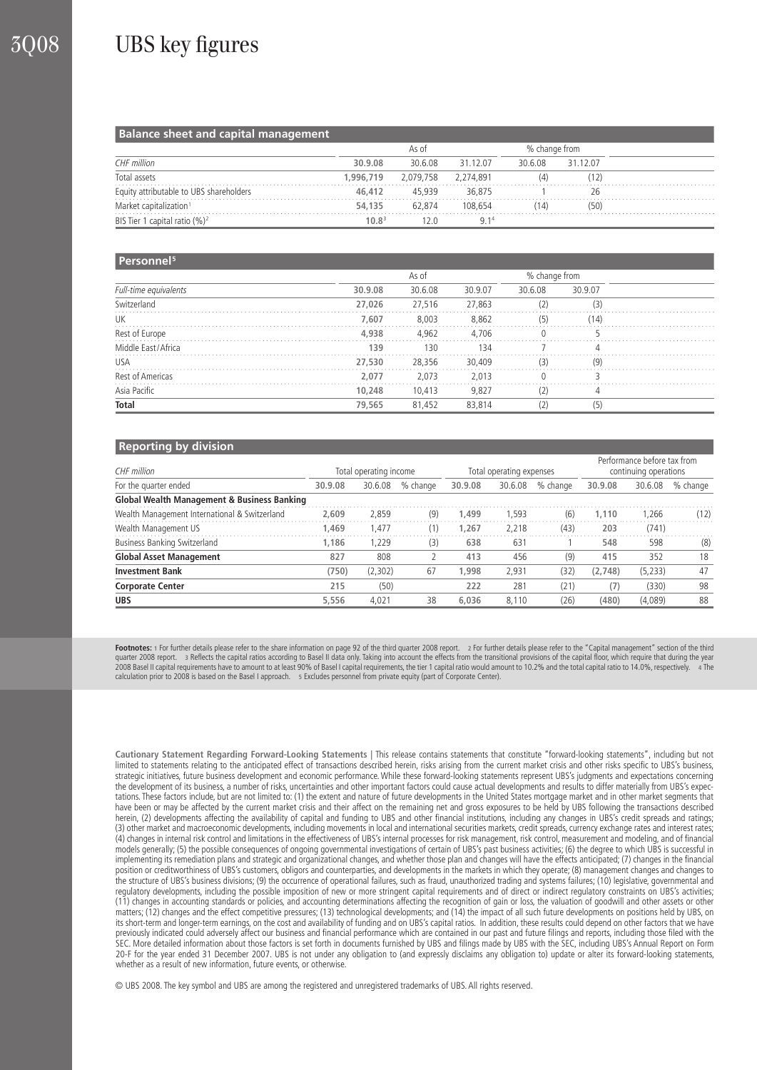# UBS key figures

## Balance sheet and capital management

| CHF million | As of | | | % change from | |
|---|---|---|---|---|---|
| | **30.9.08** | 30.6.08 | 31.12.07 | 30.6.08 | 31.12.07 |
| Total assets | **1,996,719** | 2,079,758 | 2,274,891 | (4) | (12) |
| Equity attributable to UBS shareholders | **46,412** | 45,939 | 36,875 | 1 | 26 |
| Market capitalization[1] | **54,135** | 62,874 | 108,654 | (14) | (50) |
| BIS Tier 1 capital ratio (%)[2] | **10.8**[3] | 12.0 | 9.1[4] | | |

## Personnel[5]

| Full-time equivalents | As of | | | % change from | |
|---|---|---|---|---|---|
| | **30.9.08** | 30.6.08 | 30.9.07 | 30.6.08 | 30.9.07 |
| Switzerland | **27,026** | 27,516 | 27,863 | (2) | (3) |
| UK | **7,607** | 8,003 | 8,862 | (5) | (14) |
| Rest of Europe | **4,938** | 4,962 | 4,706 | 0 | 5 |
| Middle East/Africa | **139** | 130 | 134 | 7 | 4 |
| USA | **27,530** | 28,356 | 30,409 | (3) | (9) |
| Rest of Americas | **2,077** | 2,073 | 2,013 | 0 | 3 |
| Asia Pacific | **10,248** | 10,413 | 9,827 | (2) | 4 |
| **Total** | **79,565** | 81,452 | 83,814 | (2) | (5) |

## Reporting by division

| CHF million | Total operating income | | | Total operating expenses | | | Performance before tax from continuing operations | | |
|---|---|---|---|---|---|---|---|---|---|
| For the quarter ended | **30.9.08** | 30.6.08 | % change | **30.9.08** | 30.6.08 | % change | **30.9.08** | 30.6.08 | % change |
| **Global Wealth Management & Business Banking** | | | | | | | | | |
| Wealth Management International & Switzerland | **2,609** | 2,859 | (9) | **1,499** | 1,593 | (6) | **1,110** | 1,266 | (12) |
| Wealth Management US | **1,469** | 1,477 | (1) | **1,267** | 2,218 | (43) | **203** | (741) | |
| Business Banking Switzerland | **1,186** | 1,229 | (3) | **638** | 631 | 1 | **548** | 598 | (8) |
| **Global Asset Management** | **827** | 808 | 2 | **413** | 456 | (9) | **415** | 352 | 18 |
| **Investment Bank** | **(750)** | (2,302) | 67 | **1,998** | 2,931 | (32) | **(2,748)** | (5,233) | 47 |
| **Corporate Center** | **215** | (50) | | **222** | 281 | (21) | **(7)** | (330) | 98 |
| **UBS** | **5,556** | 4,021 | 38 | **6,036** | 8,110 | (26) | **(480)** | (4,089) | 88 |

**Footnotes:** 1 For further details please refer to the share information on page 92 of the third quarter 2008 report. 2 For further details please refer to the "Capital management" section of the third quarter 2008 report. 3 Reflects the capital ratios according to Basel II data only. Taking into account the effects from the transitional provisions of the capital floor, which require that during the year 2008 Basel II capital requirements have to amount to at least 90% of Basel I capital requirements, the tier 1 capital ratio would amount to 10.2% and the total capital ratio to 14.0%, respectively. 4 The calculation prior to 2008 is based on the Basel I approach. 5 Excludes personnel from private equity (part of Corporate Center).

**Cautionary Statement Regarding Forward-Looking Statements |** This release contains statements that constitute "forward-looking statements", including but not limited to statements relating to the anticipated effect of transactions described herein, risks arising from the current market crisis and other risks specific to UBS's business, strategic initiatives, future business development and economic performance. While these forward-looking statements represent UBS's judgments and expectations concerning the development of its business, a number of risks, uncertainties and other important factors could cause actual developments and results to differ materially from UBS's expectations. These factors include, but are not limited to: (1) the extent and nature of future developments in the United States mortgage market and in other market segments that have been or may be affected by the current market crisis and their affect on the remaining net and gross exposures to be held by UBS following the transactions described herein, (2) developments affecting the availability of capital and funding to UBS and other financial institutions, including any changes in UBS's credit spreads and ratings; (3) other market and macroeconomic developments, including movements in local and international securities markets, credit spreads, currency exchange rates and interest rates; (4) changes in internal risk control and limitations in the effectiveness of UBS's internal processes for risk management, risk control, measurement and modeling, and of financial models generally; (5) the possible consequences of ongoing governmental investigations of certain of UBS's past business activities; (6) the degree to which UBS is successful in implementing its remediation plans and strategic and organizational changes, and whether those plan and changes will have the effects anticipated; (7) changes in the financial position or creditworthiness of UBS's customers, obligors and counterparties, and developments in the markets in which they operate; (8) management changes and changes to the structure of UBS's business divisions; (9) the occurrence of operational failures, such as fraud, unauthorized trading and systems failures; (10) legislative, governmental and regulatory developments, including the possible imposition of new or more stringent capital requirements and of direct or indirect regulatory constraints on UBS's activities; (11) changes in accounting standards or policies, and accounting determinations affecting the recognition of gain or loss, the valuation of goodwill and other assets or other matters; (12) changes and the effect competitive pressures; (13) technological developments; and (14) the impact of all such future developments on positions held by UBS, on its short-term and longer-term earnings, on the cost and availability of funding and on UBS's capital ratios. In addition, these results could depend on other factors that we have previously indicated could adversely affect our business and financial performance which are contained in our past and future filings and reports, including those filed with the SEC. More detailed information about those factors is set forth in documents furnished by UBS and filings made by UBS with the SEC, including UBS's Annual Report on Form 20-F for the year ended 31 December 2007. UBS is not under any obligation to (and expressly disclaims any obligation to) update or alter its forward-looking statements, whether as a result of new information, future events, or otherwise.

© UBS 2008. The key symbol and UBS are among the registered and unregistered trademarks of UBS. All rights reserved.